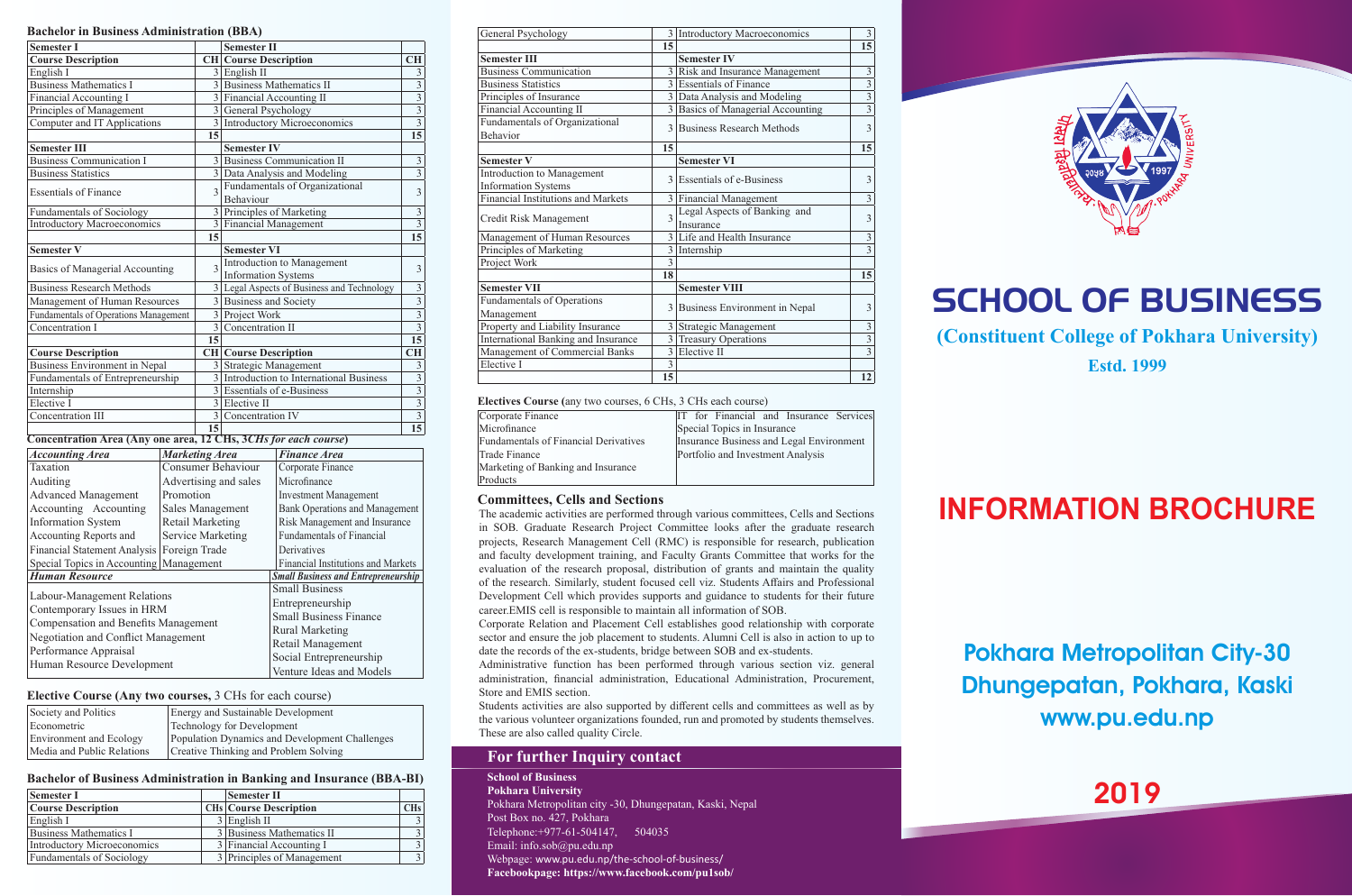## Bachelor in Business Administration (BBA)

| Semester I | | Semester II | |
|---|---|---|---|
| **Course Description** | **CH** | **Course Description** | **CH** |
| English I | 3 | English II | 3 |
| Business Mathematics I | 3 | Business Mathematics II | 3 |
| Financial Accounting I | 3 | Financial Accounting II | 3 |
| Principles of Management | 3 | General Psychology | 3 |
| Computer and IT Applications | 3 | Introductory Microeconomics | 3 |
| | 15 | | 15 |
| **Semester III** | | **Semester IV** | |
| Business Communication I | 3 | Business Communication II | 3 |
| Business Statistics | 3 | Data Analysis and Modeling | 3 |
| Essentials of Finance | 3 | Fundamentals of Organizational Behaviour | 3 |
| Fundamentals of Sociology | 3 | Principles of Marketing | 3 |
| Introductory Macroeconomics | 3 | Financial Management | 3 |
| | 15 | | 15 |
| **Semester V** | | **Semester VI** | |
| Basics of Managerial Accounting | 3 | Introduction to Management Information Systems | 3 |
| Business Research Methods | 3 | Legal Aspects of Business and Technology | 3 |
| Management of Human Resources | 3 | Business and Society | 3 |
| Fundamentals of Operations Management | 3 | Project Work | 3 |
| Concentration I | 3 | Concentration II | 3 |
| | 15 | | 15 |
| **Course Description** | **CH** | **Course Description** | **CH** |
| Business Environment in Nepal | 3 | Strategic Management | 3 |
| Fundamentals of Entrepreneurship | 3 | Introduction to International Business | 3 |
| Internship | 3 | Essentials of e-Business | 3 |
| Elective I | 3 | Elective II | 3 |
| Concentration III | 3 | Concentration IV | 3 |
| | 15 | | 15 |

**Concentration Area (Any one area, 12 CHs, 3*CHs for each course)***

| *Accounting Area* | *Marketing Area* | *Finance Area* |
|---|---|---|
| Taxation | Consumer Behaviour | Corporate Finance |
| Auditing | Advertising and sales | Microfinance |
| Advanced Management | Promotion | Investment Management |
| Accounting Accounting | Sales Management | Bank Operations and Management |
| Information System | Retail Marketing | Risk Management and Insurance |
| Accounting Reports and | Service Marketing | Fundamentals of Financial |
| Financial Statement Analysis | Foreign Trade | Derivatives |
| Special Topics in Accounting | Management | Financial Institutions and Markets |
| ***Human Resource*** | | ***Small Business and Entrepreneurship*** |
| Labour-Management Relations | | Small Business |
| Contemporary Issues in HRM | | Entrepreneurship |
| Compensation and Benefits Management | | Small Business Finance |
| Negotiation and Conflict Management | | Rural Marketing |
| Performance Appraisal | | Retail Management |
| Human Resource Development | | Social Entrepreneurship |
| | | Venture Ideas and Models |

**Elective Course (Any two courses,** 3 CHs for each course)

| | |
|---|---|
| Society and Politics | Energy and Sustainable Development |
| Econometric | Technology for Development |
| Environment and Ecology | Population Dynamics and Development Challenges |
| Media and Public Relations | Creative Thinking and Problem Solving |

## Bachelor of Business Administration in Banking and Insurance (BBA-BI)

| Semester I | | Semester II | |
|---|---|---|---|
| **Course Description** | **CHs** | **Course Description** | **CHs** |
| English I | 3 | English II | 3 |
| Business Mathematics I | 3 | Business Mathematics II | 3 |
| Introductory Microeconomics | 3 | Financial Accounting I | 3 |
| Fundamentals of Sociology | 3 | Principles of Management | 3 |
| General Psychology | 3 | Introductory Macroeconomics | 3 |
| | 15 | | 15 |
| **Semester III** | | **Semester IV** | |
| Business Communication | 3 | Risk and Insurance Management | 3 |
| Business Statistics | 3 | Essentials of Finance | 3 |
| Principles of Insurance | 3 | Data Analysis and Modeling | 3 |
| Financial Accounting II | 3 | Basics of Managerial Accounting | 3 |
| Fundamentals of Organizational Behavior | 3 | Business Research Methods | 3 |
| | 15 | | 15 |
| **Semester V** | | **Semester VI** | |
| Introduction to Management Information Systems | 3 | Essentials of e-Business | 3 |
| Financial Institutions and Markets | 3 | Financial Management | 3 |
| Credit Risk Management | 3 | Legal Aspects of Banking and Insurance | 3 |
| Management of Human Resources | 3 | Life and Health Insurance | 3 |
| Principles of Marketing | 3 | Internship | 3 |
| Project Work | 3 | | |
| | 18 | | 15 |
| **Semester VII** | | **Semester VIII** | |
| Fundamentals of Operations Management | 3 | Business Environment in Nepal | 3 |
| Property and Liability Insurance | 3 | Strategic Management | 3 |
| International Banking and Insurance | 3 | Treasury Operations | 3 |
| Management of Commercial Banks | 3 | Elective II | 3 |
| Elective I | 3 | | |
| | 15 | | 12 |

**Electives Course (**any two courses, 6 CHs, 3 CHs each course)

| | |
|---|---|
| Corporate Finance | IT for Financial and Insurance Services |
| Microfinance | Special Topics in Insurance |
| Fundamentals of Financial Derivatives | Insurance Business and Legal Environment |
| Trade Finance | Portfolio and Investment Analysis |
| Marketing of Banking and Insurance Products | |

## Committees, Cells and Sections

The academic activities are performed through various committees, Cells and Sections in SOB. Graduate Research Project Committee looks after the graduate research projects, Research Management Cell (RMC) is responsible for research, publication and faculty development training, and Faculty Grants Committee that works for the evaluation of the research proposal, distribution of grants and maintain the quality of the research. Similarly, student focused cell viz. Students Affairs and Professional Development Cell which provides supports and guidance to students for their future career.EMIS cell is responsible to maintain all information of SOB.

Corporate Relation and Placement Cell establishes good relationship with corporate sector and ensure the job placement to students. Alumni Cell is also in action to up to date the records of the ex-students, bridge between SOB and ex-students.

Administrative function has been performed through various section viz. general administration, financial administration, Educational Administration, Procurement, Store and EMIS section.

Students activities are also supported by different cells and committees as well as by the various volunteer organizations founded, run and promoted by students themselves. These are also called quality Circle.

## For further Inquiry contact

**School of Business**
**Pokhara University**
Pokhara Metropolitan city -30, Dhungepatan, Kaski, Nepal
Post Box no. 427, Pokhara
Telephone:+977-61-504147, 504035
Email: info.sob@pu.edu.np
Webpage: www.pu.edu.np/the-school-of-business/
**Facebookpage: https://www.facebook.com/pu1sob/**

# SCHOOL OF BUSINESS

**(Constituent College of Pokhara University)**

**Estd. 1999**

# INFORMATION BROCHURE

**Pokhara Metropolitan City-30**
**Dhungepatan, Pokhara, Kaski**
**www.pu.edu.np**

**2019**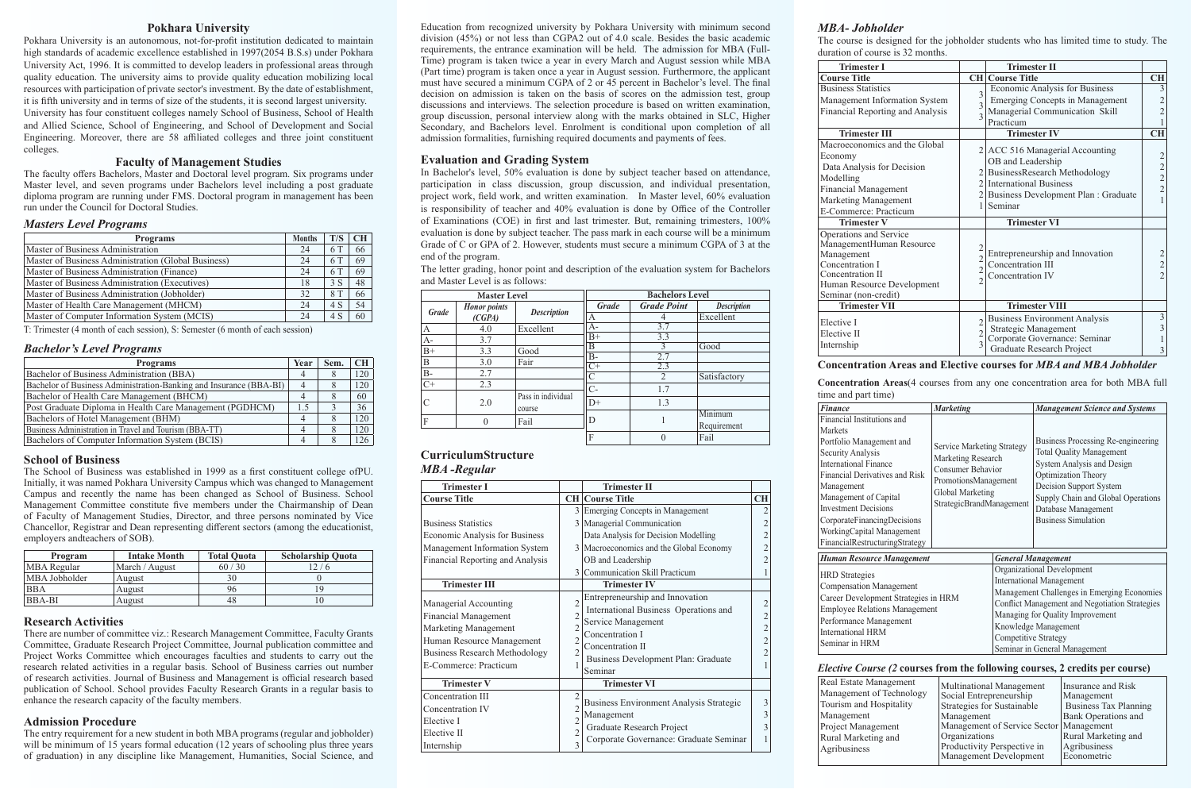## Pokhara University

Pokhara University is an autonomous, not-for-profit institution dedicated to maintain high standards of academic excellence established in 1997(2054 B.S.s) under Pokhara University Act, 1996. It is committed to develop leaders in professional areas through quality education. The university aims to provide quality education mobilizing local resources with participation of private sector's investment. By the date of establishment, it is fifth university and in terms of size of the students, it is second largest university. University has four constituent colleges namely School of Business, School of Health and Allied Science, School of Engineering, and School of Development and Social Engineering. Moreover, there are 58 affiliated colleges and three joint constituent colleges.

## Faculty of Management Studies

The faculty offers Bachelors, Master and Doctoral level program. Six programs under Master level, and seven programs under Bachelors level including a post graduate diploma program are running under FMS. Doctoral program in management has been run under the Council for Doctoral Studies.

### *Masters Level Programs*

| Programs | Months | T/S | CH |
|---|---|---|---|
| Master of Business Administration | 24 | 6 T | 66 |
| Master of Business Administration (Global Business) | 24 | 6 T | 69 |
| Master of Business Administration (Finance) | 24 | 6 T | 69 |
| Master of Business Administration (Executives) | 18 | 3 S | 48 |
| Master of Business Administration (Jobholder) | 32 | 8 T | 66 |
| Master of Health Care Management (MHCM) | 24 | 4 S | 54 |
| Master of Computer Information System (MCIS) | 24 | 4 S | 60 |

T: Trimester (4 month of each session), S: Semester (6 month of each session)

### *Bachelor's Level Programs*

| Programs | Year | Sem. | CH |
|---|---|---|---|
| Bachelor of Business Administration (BBA) | 4 | 8 | 120 |
| Bachelor of Business Administration-Banking and Insurance (BBA-BI) | 4 | 8 | 120 |
| Bachelor of Health Care Management (BHCM) | 4 | 8 | 60 |
| Post Graduate Diploma in Health Care Management (PGDHCM) | 1.5 | 3 | 36 |
| Bachelors of Hotel Management (BHM) | 4 | 8 | 120 |
| Business Administration in Travel and Tourism (BBA-TT) | 4 | 8 | 120 |
| Bachelors of Computer Information System (BCIS) | 4 | 8 | 126 |

## School of Business

The School of Business was established in 1999 as a first constituent college ofPU. Initially, it was named Pokhara University Campus which was changed to Management Campus and recently the name has been changed as School of Business. School Management Committee constitute five members under the Chairmanship of Dean of Faculty of Management Studies, Director, and three persons nominated by Vice Chancellor, Registrar and Dean representing different sectors (among the educationist, employers andteachers of SOB).

| Program | Intake Month | Total Quota | Scholarship Quota |
|---|---|---|---|
| MBA Regular | March / August | 60 / 30 | 12 / 6 |
| MBA Jobholder | August | 30 | 0 |
| BBA | August | 96 | 19 |
| BBA-BI | August | 48 | 10 |

## Research Activities

There are number of committee viz.: Research Management Committee, Faculty Grants Committee, Graduate Research Project Committee, Journal publication committee and Project Works Committee which encourages faculties and students to carry out the research related activities in a regular basis. School of Business carries out number of research activities. Journal of Business and Management is official research based publication of School. School provides Faculty Research Grants in a regular basis to enhance the research capacity of the faculty members.

## Admission Procedure

The entry requirement for a new student in both MBA programs (regular and jobholder) will be minimum of 15 years formal education (12 years of schooling plus three years of graduation) in any discipline like Management, Humanities, Social Science, and Education from recognized university by Pokhara University with minimum second division (45%) or not less than CGPA2 out of 4.0 scale. Besides the basic academic requirements, the entrance examination will be held. The admission for MBA (Full-Time) program is taken twice a year in every March and August session while MBA (Part time) program is taken once a year in August session. Furthermore, the applicant must have secured a minimum CGPA of 2 or 45 percent in Bachelor's level. The final decision on admission is taken on the basis of scores on the admission test, group discussions and interviews. The selection procedure is based on written examination, group discussion, personal interview along with the marks obtained in SLC, Higher Secondary, and Bachelors level. Enrolment is conditional upon completion of all admission formalities, furnishing required documents and payments of fees.

## Evaluation and Grading System

In Bachelor's level, 50% evaluation is done by subject teacher based on attendance, participation in class discussion, group discussion, and individual presentation, project work, field work, and written examination. In Master level, 60% evaluation is responsibility of teacher and 40% evaluation is done by Office of the Controller of Examinations (COE) in first and last trimester. But, remaining trimesters, 100% evaluation is done by subject teacher. The pass mark in each course will be a minimum Grade of C or GPA of 2. However, students must secure a minimum CGPA of 3 at the end of the program.

The letter grading, honor point and description of the evaluation system for Bachelors and Master Level is as follows:

| Master Level | | |
|---|---|---|
| *Grade* | *Honor points (CGPA)* | *Description* |
| A | 4.0 | Excellent |
| A- | 3.7 | |
| B+ | 3.3 | Good |
| B | 3.0 | Fair |
| B- | 2.7 | |
| C+ | 2.3 | |
| C | 2.0 | Pass in individual course |
| F | 0 | Fail |

| Bachelors Level | | |
|---|---|---|
| *Grade* | *Grade Point* | *Description* |
| A | 4 | Excellent |
| A- | 3.7 | |
| B+ | 3.3 | |
| B | 3 | Good |
| B- | 2.7 | |
| C+ | 2.3 | |
| C | 2 | Satisfactory |
| C- | 1.7 | |
| D+ | 1.3 | |
| D | 1 | Minimum Requirement |
| F | 0 | Fail |

## CurriculumStructure

### *MBA -Regular*

| Trimester I | | Trimester II | |
|---|---|---|---|
| **Course Title** | **CH** | **Course Title** | **CH** |
| Business Statistics | 3 | Emerging Concepts in Management | 2 |
| Economic Analysis for Business | 3 | Managerial Communication | 2 |
| Management Information System | 3 | Data Analysis for Decision Modelling | 2 |
| Financial Reporting and Analysis | 3 | Macroeconomics and the Global Economy | 2 |
| | | OB and Leadership | 2 |
| | | Communication Skill Practicum | 1 |
| **Trimester III** | | **Trimester IV** | |
| Managerial Accounting | 2 | Entrepreneurship and Innovation | 2 |
| Financial Management | 2 | International Business Operations and | 2 |
| Marketing Management | 2 | Service Management | 2 |
| Human Resource Management | 2 | Concentration I | 2 |
| Business Research Methodology | 2 | Concentration II | 2 |
| E-Commerce: Practicum | 1 | Business Development Plan: Graduate Seminar | 1 |
| **Trimester V** | | **Trimester VI** | |
| Concentration III | 2 | Business Environment Analysis Strategic | 3 |
| Concentration IV | 2 | Management | 3 |
| Elective I | 2 | Graduate Research Project | 3 |
| Elective II | 2 | Corporate Governance: Graduate Seminar | 1 |
| Internship | 3 | | |

### *MBA- Jobholder*

The course is designed for the jobholder students who has limited time to study. The duration of course is 32 months.

| Trimester I | | Trimester II | |
|---|---|---|---|
| **Course Title** | **CH** | **Course Title** | **CH** |
| Business Statistics | 3 | Economic Analysis for Business | 3 |
| Management Information System | 3 | Emerging Concepts in Management | 2 |
| Financial Reporting and Analysis | 3 | Managerial Communication Skill | 2 |
| | | Practicum | 1 |
| **Trimester III** | | **Trimester IV** | **CH** |
| Macroeconomics and the Global Economy | 2 | ACC 516 Managerial Accounting | 2 |
| Data Analysis for Decision Modelling | 2 | OB and Leadership | 2 |
| Financial Management | 2 | BusinessResearch Methodology | 2 |
| Marketing Management | 2 | International Business | 2 |
| E-Commerce: Practicum | 1 | Business Development Plan : Graduate Seminar | 1 |
| **Trimester V** | | **Trimester VI** | |
| Operations and Service Management | 2 | Entrepreneurship and Innovation | 2 |
| Human Resource Management | 2 | Concentration III | 2 |
| Concentration I | 2 | Concentration IV | 2 |
| Concentration II | 2 | | |
| Human Resource Development Seminar (non-credit) | | | |
| **Trimester VII** | | **Trimester VIII** | |
| Elective I | 2 | Business Environment Analysis | 3 |
| Elective II | 2 | Strategic Management | 3 |
| Internship | 3 | Corporate Governance: Seminar | 1 |
| | | Graduate Research Project | 3 |

### Concentration Areas and Elective courses for *MBA and MBA Jobholder*

**Concentration Areas**(4 courses from any one concentration area for both MBA full time and part time)

| *Finance* | *Marketing* | *Management Science and Systems* |
|---|---|---|
| Financial Institutions and Markets<br>Portfolio Management and Security Analysis<br>International Finance<br>Financial Derivatives and Risk Management<br>Management of Capital Investment Decisions<br>CorporateFinancingDecisions<br>WorkingCapital Management<br>FinancialRestructuringStrategy | Service Marketing Strategy<br>Marketing Research<br>Consumer Behavior<br>PromotionsManagement<br>Global Marketing<br>StrategicBrandManagement | Business Processing Re-engineering<br>Total Quality Management<br>System Analysis and Design<br>Optimization Theory<br>Decision Support System<br>Supply Chain and Global Operations<br>Database Management<br>Business Simulation |

| *Human Resource Management* | *General Management* |
|---|---|
| HRD Strategies<br>Compensation Management<br>Career Development Strategies in HRM<br>Employee Relations Management<br>Performance Management<br>International HRM<br>Seminar in HRM | Organizational Development<br>International Management<br>Management Challenges in Emerging Economies<br>Conflict Management and Negotiation Strategies<br>Managing for Quality Improvement<br>Knowledge Management<br>Competitive Strategy<br>Seminar in General Management |

### *Elective Course (2* courses from the following courses, 2 credits per course)

| | | |
|---|---|---|
| Real Estate Management<br>Management of Technology<br>Tourism and Hospitality Management<br>Project Management<br>Rural Marketing and Agribusiness | Multinational Management<br>Social Entrepreneurship<br>Strategies for Sustainable Management<br>Management of Service Sector Organizations<br>Productivity Perspective in Management Development | Insurance and Risk Management<br>Business Tax Planning<br>Bank Operations and Management<br>Rural Marketing and Agribusiness<br>Econometric |